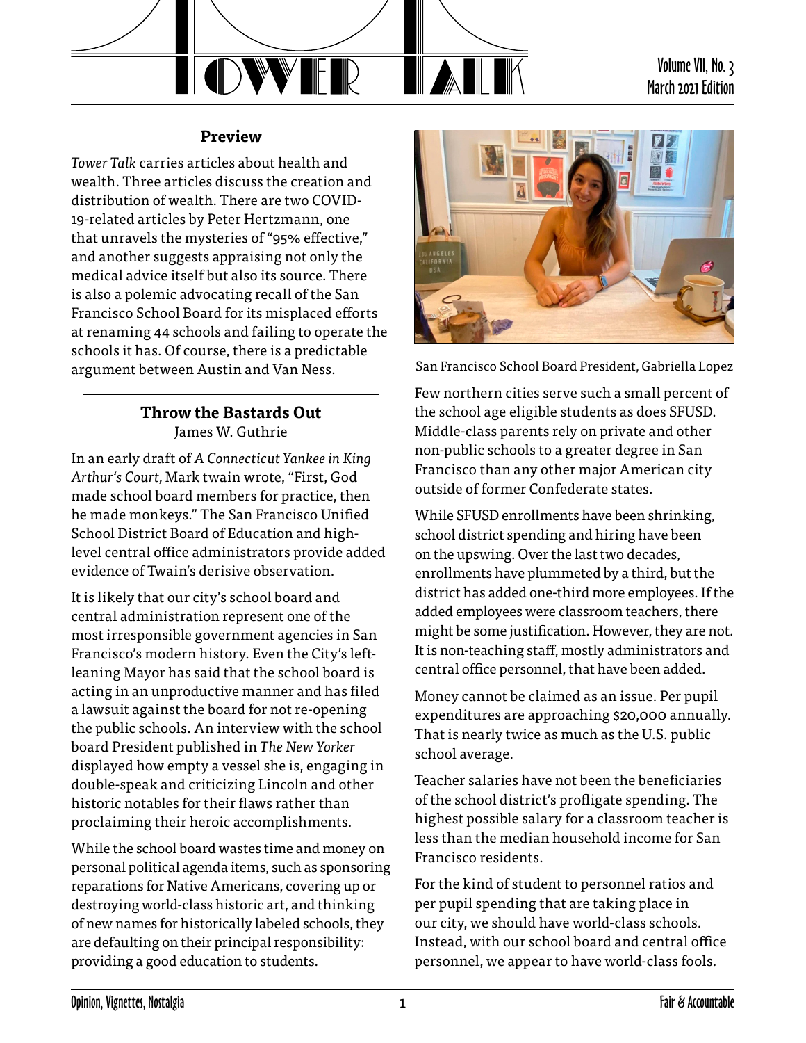# TOWER TALK

Volume VII, No. 3
March 2021 Edition

## Preview

*Tower Talk* carries articles about health and wealth. Three articles discuss the creation and distribution of wealth. There are two COVID-19-related articles by Peter Hertzmann, one that unravels the mysteries of "95% effective," and another suggests appraising not only the medical advice itself but also its source. There is also a polemic advocating recall of the San Francisco School Board for its misplaced efforts at renaming 44 schools and failing to operate the schools it has. Of course, there is a predictable argument between Austin and Van Ness.

## Throw the Bastards Out

James W. Guthrie

In an early draft of *A Connecticut Yankee in King Arthur's Court,* Mark twain wrote, "First, God made school board members for practice, then he made monkeys." The San Francisco Unified School District Board of Education and high-level central office administrators provide added evidence of Twain's derisive observation.

It is likely that our city's school board and central administration represent one of the most irresponsible government agencies in San Francisco's modern history. Even the City's left-leaning Mayor has said that the school board is acting in an unproductive manner and has filed a lawsuit against the board for not re-opening the public schools. An interview with the school board President published in *The New Yorker* displayed how empty a vessel she is, engaging in double-speak and criticizing Lincoln and other historic notables for their flaws rather than proclaiming their heroic accomplishments.

While the school board wastes time and money on personal political agenda items, such as sponsoring reparations for Native Americans, covering up or destroying world-class historic art, and thinking of new names for historically labeled schools, they are defaulting on their principal responsibility: providing a good education to students.

San Francisco School Board President, Gabriella Lopez

Few northern cities serve such a small percent of the school age eligible students as does SFUSD. Middle-class parents rely on private and other non-public schools to a greater degree in San Francisco than any other major American city outside of former Confederate states.

While SFUSD enrollments have been shrinking, school district spending and hiring have been on the upswing. Over the last two decades, enrollments have plummeted by a third, but the district has added one-third more employees. If the added employees were classroom teachers, there might be some justification. However, they are not. It is non-teaching staff, mostly administrators and central office personnel, that have been added.

Money cannot be claimed as an issue. Per pupil expenditures are approaching $20,000 annually. That is nearly twice as much as the U.S. public school average.

Teacher salaries have not been the beneficiaries of the school district's profligate spending. The highest possible salary for a classroom teacher is less than the median household income for San Francisco residents.

For the kind of student to personnel ratios and per pupil spending that are taking place in our city, we should have world-class schools. Instead, with our school board and central office personnel, we appear to have world-class fools.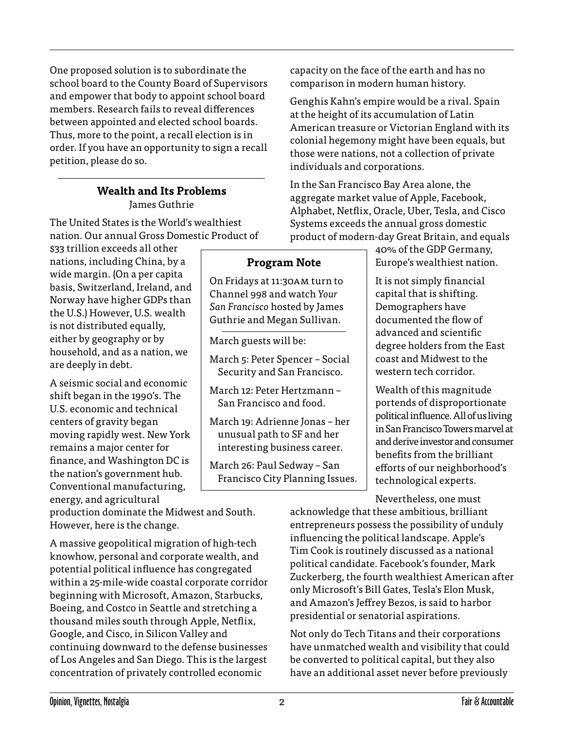One proposed solution is to subordinate the school board to the County Board of Supervisors and empower that body to appoint school board members. Research fails to reveal differences between appointed and elected school boards. Thus, more to the point, a recall election is in order. If you have an opportunity to sign a recall petition, please do so.

---

## Wealth and Its Problems

James Guthrie

The United States is the World's wealthiest nation. Our annual Gross Domestic Product of $33 trillion exceeds all other nations, including China, by a wide margin. (On a per capita basis, Switzerland, Ireland, and Norway have higher GDPs than the U.S.) However, U.S. wealth is not distributed equally, either by geography or by household, and as a nation, we are deeply in debt.

A seismic social and economic shift began in the 1990's. The U.S. economic and technical centers of gravity began moving rapidly west. New York remains a major center for finance, and Washington DC is the nation's government hub. Conventional manufacturing, energy, and agricultural production dominate the Midwest and South. However, here is the change.

A massive geopolitical migration of high-tech knowhow, personal and corporate wealth, and potential political influence has congregated within a 25-mile-wide coastal corporate corridor beginning with Microsoft, Amazon, Starbucks, Boeing, and Costco in Seattle and stretching a thousand miles south through Apple, Netflix, Google, and Cisco, in Silicon Valley and continuing downward to the defense businesses of Los Angeles and San Diego. This is the largest concentration of privately controlled economic capacity on the face of the earth and has no comparison in modern human history.

Genghis Kahn's empire would be a rival. Spain at the height of its accumulation of Latin American treasure or Victorian England with its colonial hegemony might have been equals, but those were nations, not a collection of private individuals and corporations.

In the San Francisco Bay Area alone, the aggregate market value of Apple, Facebook, Alphabet, Netflix, Oracle, Uber, Tesla, and Cisco Systems exceeds the annual gross domestic product of modern-day Great Britain, and equals 40% of the GDP Germany, Europe's wealthiest nation.

It is not simply financial capital that is shifting. Demographers have documented the flow of advanced and scientific degree holders from the East coast and Midwest to the western tech corridor.

Wealth of this magnitude portends of disproportionate political influence. All of us living in San Francisco Towers marvel at and derive investor and consumer benefits from the brilliant efforts of our neighborhood's technological experts.

Nevertheless, one must acknowledge that these ambitious, brilliant entrepreneurs possess the possibility of unduly influencing the political landscape. Apple's Tim Cook is routinely discussed as a national political candidate. Facebook's founder, Mark Zuckerberg, the fourth wealthiest American after only Microsoft's Bill Gates, Tesla's Elon Musk, and Amazon's Jeffrey Bezos, is said to harbor presidential or senatorial aspirations.

Not only do Tech Titans and their corporations have unmatched wealth and visibility that could be converted to political capital, but they also have an additional asset never before previously

---

### Program Note

On Fridays at 11:30AM turn to Channel 998 and watch *Your San Francisco* hosted by James Guthrie and Megan Sullivan.

March guests will be:

- March 5: Peter Spencer – Social Security and San Francisco.
- March 12: Peter Hertzmann – San Francisco and food.
- March 19: Adrienne Jonas – her unusual path to SF and her interesting business career.
- March 26: Paul Sedway – San Francisco City Planning Issues.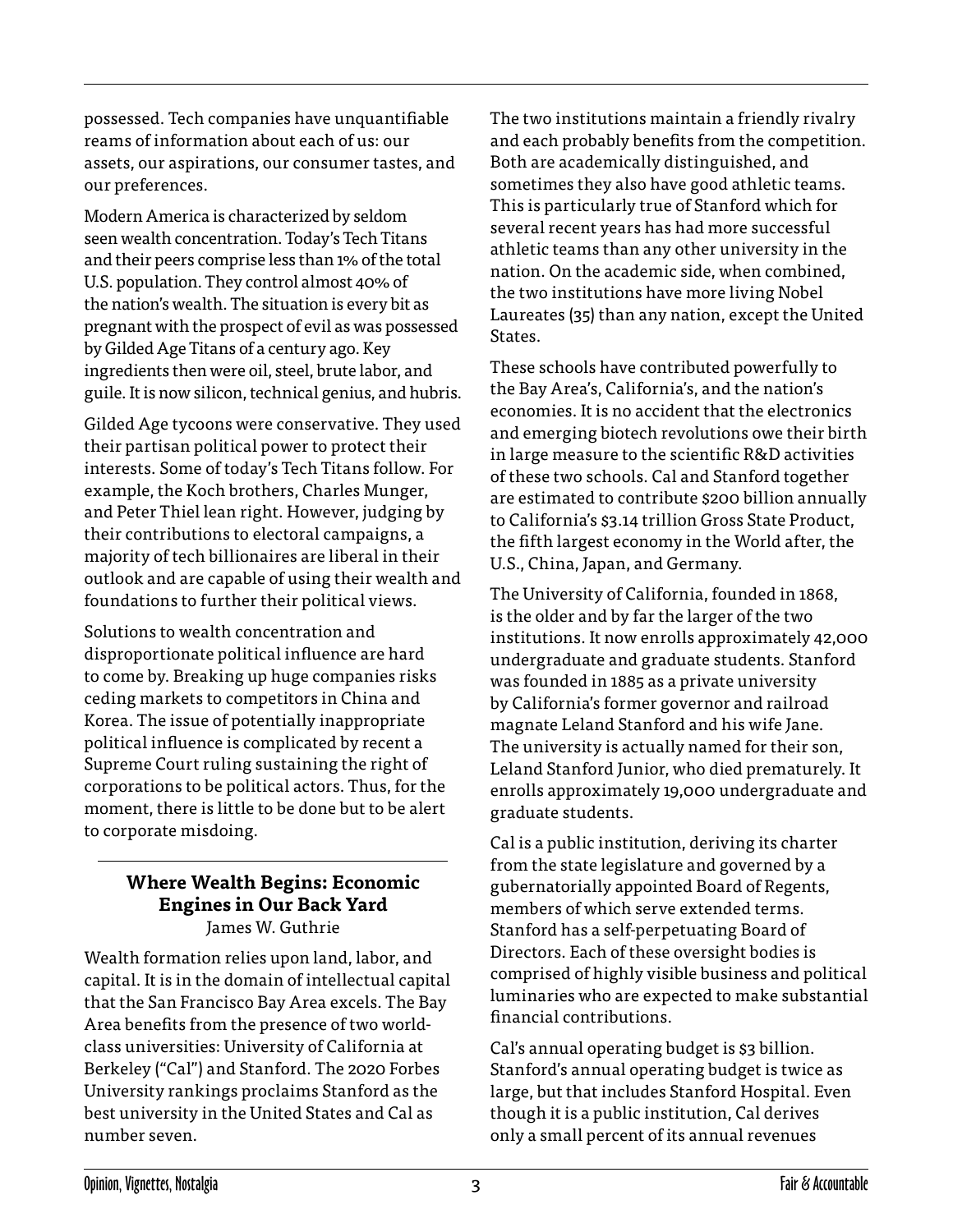possessed. Tech companies have unquantifiable reams of information about each of us: our assets, our aspirations, our consumer tastes, and our preferences.

Modern America is characterized by seldom seen wealth concentration. Today's Tech Titans and their peers comprise less than 1% of the total U.S. population. They control almost 40% of the nation's wealth. The situation is every bit as pregnant with the prospect of evil as was possessed by Gilded Age Titans of a century ago. Key ingredients then were oil, steel, brute labor, and guile. It is now silicon, technical genius, and hubris.

Gilded Age tycoons were conservative. They used their partisan political power to protect their interests. Some of today's Tech Titans follow. For example, the Koch brothers, Charles Munger, and Peter Thiel lean right. However, judging by their contributions to electoral campaigns, a majority of tech billionaires are liberal in their outlook and are capable of using their wealth and foundations to further their political views.

Solutions to wealth concentration and disproportionate political influence are hard to come by. Breaking up huge companies risks ceding markets to competitors in China and Korea. The issue of potentially inappropriate political influence is complicated by recent a Supreme Court ruling sustaining the right of corporations to be political actors. Thus, for the moment, there is little to be done but to be alert to corporate misdoing.

---

## Where Wealth Begins: Economic Engines in Our Back Yard

James W. Guthrie

Wealth formation relies upon land, labor, and capital. It is in the domain of intellectual capital that the San Francisco Bay Area excels. The Bay Area benefits from the presence of two world-class universities: University of California at Berkeley ("Cal") and Stanford. The 2020 Forbes University rankings proclaims Stanford as the best university in the United States and Cal as number seven.

The two institutions maintain a friendly rivalry and each probably benefits from the competition. Both are academically distinguished, and sometimes they also have good athletic teams. This is particularly true of Stanford which for several recent years has had more successful athletic teams than any other university in the nation. On the academic side, when combined, the two institutions have more living Nobel Laureates (35) than any nation, except the United States.

These schools have contributed powerfully to the Bay Area's, California's, and the nation's economies. It is no accident that the electronics and emerging biotech revolutions owe their birth in large measure to the scientific R&D activities of these two schools. Cal and Stanford together are estimated to contribute $200 billion annually to California's $3.14 trillion Gross State Product, the fifth largest economy in the World after, the U.S., China, Japan, and Germany.

The University of California, founded in 1868, is the older and by far the larger of the two institutions. It now enrolls approximately 42,000 undergraduate and graduate students. Stanford was founded in 1885 as a private university by California's former governor and railroad magnate Leland Stanford and his wife Jane. The university is actually named for their son, Leland Stanford Junior, who died prematurely. It enrolls approximately 19,000 undergraduate and graduate students.

Cal is a public institution, deriving its charter from the state legislature and governed by a gubernatorially appointed Board of Regents, members of which serve extended terms. Stanford has a self-perpetuating Board of Directors. Each of these oversight bodies is comprised of highly visible business and political luminaries who are expected to make substantial financial contributions.

Cal's annual operating budget is $3 billion. Stanford's annual operating budget is twice as large, but that includes Stanford Hospital. Even though it is a public institution, Cal derives only a small percent of its annual revenues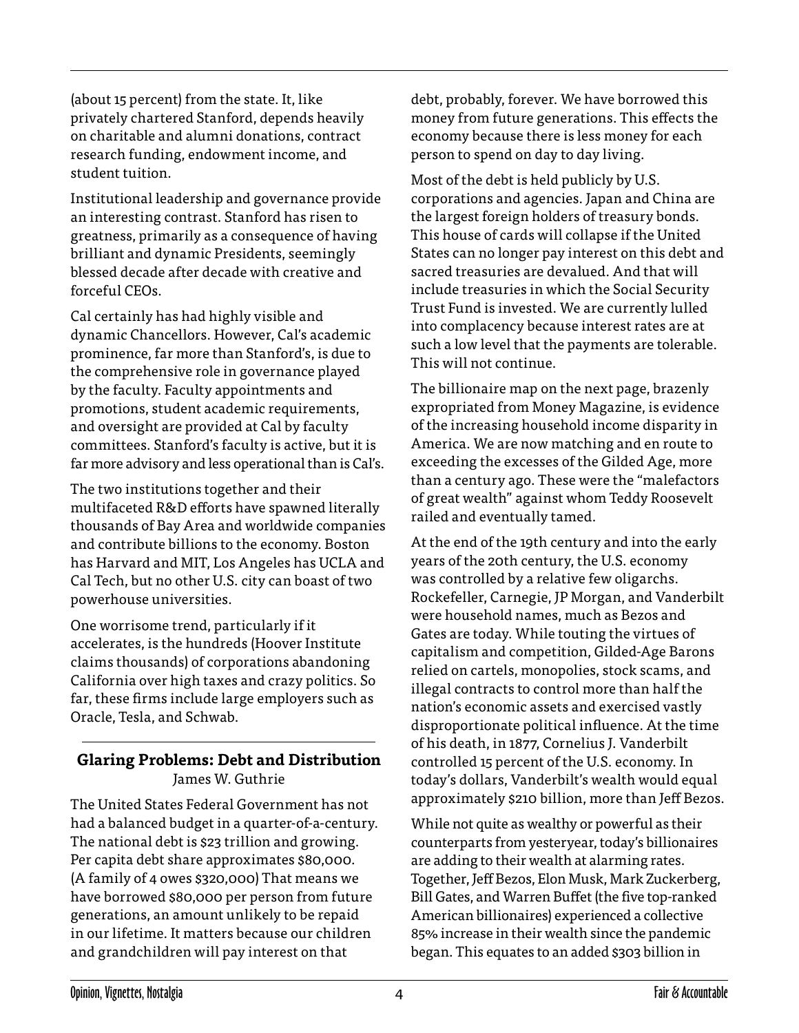(about 15 percent) from the state. It, like privately chartered Stanford, depends heavily on charitable and alumni donations, contract research funding, endowment income, and student tuition.

Institutional leadership and governance provide an interesting contrast. Stanford has risen to greatness, primarily as a consequence of having brilliant and dynamic Presidents, seemingly blessed decade after decade with creative and forceful CEOs.

Cal certainly has had highly visible and dynamic Chancellors. However, Cal's academic prominence, far more than Stanford's, is due to the comprehensive role in governance played by the faculty. Faculty appointments and promotions, student academic requirements, and oversight are provided at Cal by faculty committees. Stanford's faculty is active, but it is far more advisory and less operational than is Cal's.

The two institutions together and their multifaceted R&D efforts have spawned literally thousands of Bay Area and worldwide companies and contribute billions to the economy. Boston has Harvard and MIT, Los Angeles has UCLA and Cal Tech, but no other U.S. city can boast of two powerhouse universities.

One worrisome trend, particularly if it accelerates, is the hundreds (Hoover Institute claims thousands) of corporations abandoning California over high taxes and crazy politics. So far, these firms include large employers such as Oracle, Tesla, and Schwab.

## Glaring Problems: Debt and Distribution

James W. Guthrie

The United States Federal Government has not had a balanced budget in a quarter-of-a-century. The national debt is $23 trillion and growing. Per capita debt share approximates $80,000. (A family of 4 owes $320,000) That means we have borrowed $80,000 per person from future generations, an amount unlikely to be repaid in our lifetime. It matters because our children and grandchildren will pay interest on that debt, probably, forever. We have borrowed this money from future generations. This effects the economy because there is less money for each person to spend on day to day living.

Most of the debt is held publicly by U.S. corporations and agencies. Japan and China are the largest foreign holders of treasury bonds. This house of cards will collapse if the United States can no longer pay interest on this debt and sacred treasuries are devalued. And that will include treasuries in which the Social Security Trust Fund is invested. We are currently lulled into complacency because interest rates are at such a low level that the payments are tolerable. This will not continue.

The billionaire map on the next page, brazenly expropriated from Money Magazine, is evidence of the increasing household income disparity in America. We are now matching and en route to exceeding the excesses of the Gilded Age, more than a century ago. These were the "malefactors of great wealth" against whom Teddy Roosevelt railed and eventually tamed.

At the end of the 19th century and into the early years of the 20th century, the U.S. economy was controlled by a relative few oligarchs. Rockefeller, Carnegie, JP Morgan, and Vanderbilt were household names, much as Bezos and Gates are today. While touting the virtues of capitalism and competition, Gilded-Age Barons relied on cartels, monopolies, stock scams, and illegal contracts to control more than half the nation's economic assets and exercised vastly disproportionate political influence. At the time of his death, in 1877, Cornelius J. Vanderbilt controlled 15 percent of the U.S. economy. In today's dollars, Vanderbilt's wealth would equal approximately $210 billion, more than Jeff Bezos.

While not quite as wealthy or powerful as their counterparts from yesteryear, today's billionaires are adding to their wealth at alarming rates. Together, Jeff Bezos, Elon Musk, Mark Zuckerberg, Bill Gates, and Warren Buffet (the five top-ranked American billionaires) experienced a collective 85% increase in their wealth since the pandemic began. This equates to an added $303 billion in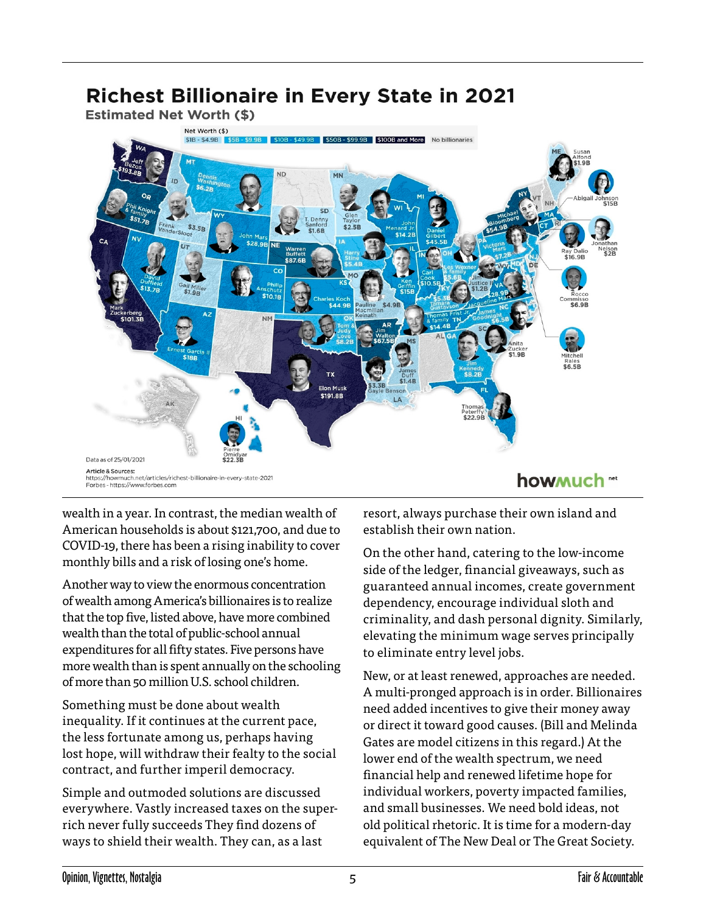## Richest Billionaire in Every State in 2021

Estimated Net Worth ($)

Data as of 25/01/2021

Article & Sources:
https://howmuch.net/articles/richest-billionaire-in-every-state-2021
Forbes - https://www.forbes.com

wealth in a year. In contrast, the median wealth of American households is about $121,700, and due to COVID-19, there has been a rising inability to cover monthly bills and a risk of losing one's home.

Another way to view the enormous concentration of wealth among America's billionaires is to realize that the top five, listed above, have more combined wealth than the total of public-school annual expenditures for all fifty states. Five persons have more wealth than is spent annually on the schooling of more than 50 million U.S. school children.

Something must be done about wealth inequality. If it continues at the current pace, the less fortunate among us, perhaps having lost hope, will withdraw their fealty to the social contract, and further imperil democracy.

Simple and outmoded solutions are discussed everywhere. Vastly increased taxes on the super-rich never fully succeeds They find dozens of ways to shield their wealth. They can, as a last resort, always purchase their own island and establish their own nation.

On the other hand, catering to the low-income side of the ledger, financial giveaways, such as guaranteed annual incomes, create government dependency, encourage individual sloth and criminality, and dash personal dignity. Similarly, elevating the minimum wage serves principally to eliminate entry level jobs.

New, or at least renewed, approaches are needed. A multi-pronged approach is in order. Billionaires need added incentives to give their money away or direct it toward good causes. (Bill and Melinda Gates are model citizens in this regard.) At the lower end of the wealth spectrum, we need financial help and renewed lifetime hope for individual workers, poverty impacted families, and small businesses. We need bold ideas, not old political rhetoric. It is time for a modern-day equivalent of The New Deal or The Great Society.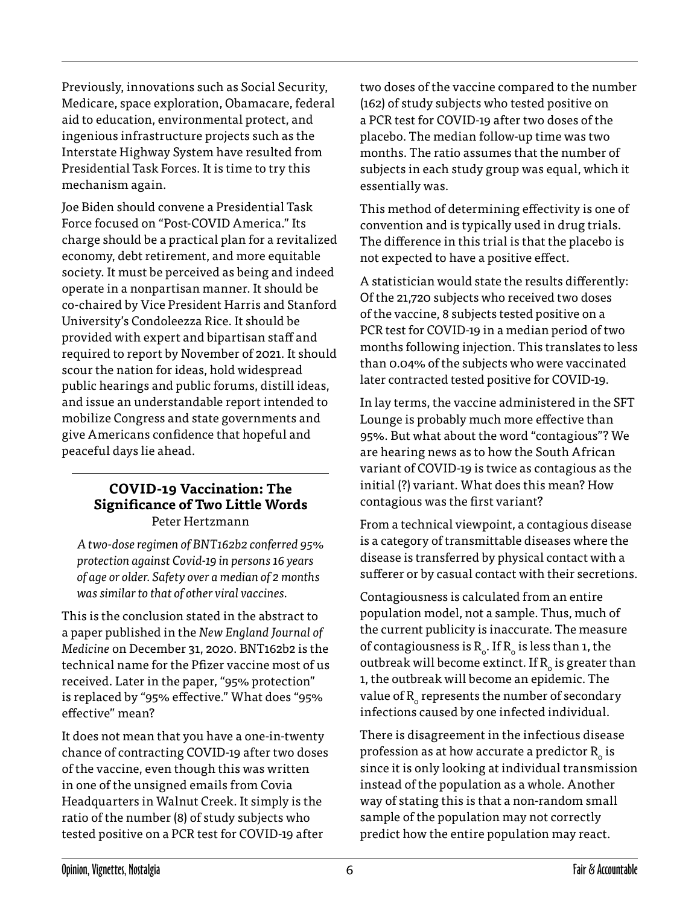Previously, innovations such as Social Security, Medicare, space exploration, Obamacare, federal aid to education, environmental protect, and ingenious infrastructure projects such as the Interstate Highway System have resulted from Presidential Task Forces. It is time to try this mechanism again.

Joe Biden should convene a Presidential Task Force focused on "Post-COVID America." Its charge should be a practical plan for a revitalized economy, debt retirement, and more equitable society. It must be perceived as being and indeed operate in a nonpartisan manner. It should be co-chaired by Vice President Harris and Stanford University's Condoleezza Rice. It should be provided with expert and bipartisan staff and required to report by November of 2021. It should scour the nation for ideas, hold widespread public hearings and public forums, distill ideas, and issue an understandable report intended to mobilize Congress and state governments and give Americans confidence that hopeful and peaceful days lie ahead.

---

## COVID-19 Vaccination: The Significance of Two Little Words

Peter Hertzmann

*A two-dose regimen of BNT162b2 conferred 95% protection against Covid-19 in persons 16 years of age or older. Safety over a median of 2 months was similar to that of other viral vaccines.*

This is the conclusion stated in the abstract to a paper published in the *New England Journal of Medicine* on December 31, 2020. BNT162b2 is the technical name for the Pfizer vaccine most of us received. Later in the paper, "95% protection" is replaced by "95% effective." What does "95% effective" mean?

It does not mean that you have a one-in-twenty chance of contracting COVID-19 after two doses of the vaccine, even though this was written in one of the unsigned emails from Covia Headquarters in Walnut Creek. It simply is the ratio of the number (8) of study subjects who tested positive on a PCR test for COVID-19 after two doses of the vaccine compared to the number (162) of study subjects who tested positive on a PCR test for COVID-19 after two doses of the placebo. The median follow-up time was two months. The ratio assumes that the number of subjects in each study group was equal, which it essentially was.

This method of determining effectivity is one of convention and is typically used in drug trials. The difference in this trial is that the placebo is not expected to have a positive effect.

A statistician would state the results differently: Of the 21,720 subjects who received two doses of the vaccine, 8 subjects tested positive on a PCR test for COVID-19 in a median period of two months following injection. This translates to less than 0.04% of the subjects who were vaccinated later contracted tested positive for COVID-19.

In lay terms, the vaccine administered in the SFT Lounge is probably much more effective than 95%. But what about the word "contagious"? We are hearing news as to how the South African variant of COVID-19 is twice as contagious as the initial (?) variant. What does this mean? How contagious was the first variant?

From a technical viewpoint, a contagious disease is a category of transmittable diseases where the disease is transferred by physical contact with a sufferer or by casual contact with their secretions.

Contagiousness is calculated from an entire population model, not a sample. Thus, much of the current publicity is inaccurate. The measure of contagiousness is $R_o$. If $R_o$ is less than 1, the outbreak will become extinct. If $R_o$ is greater than 1, the outbreak will become an epidemic. The value of $R_o$ represents the number of secondary infections caused by one infected individual.

There is disagreement in the infectious disease profession as at how accurate a predictor $R_o$ is since it is only looking at individual transmission instead of the population as a whole. Another way of stating this is that a non-random small sample of the population may not correctly predict how the entire population may react.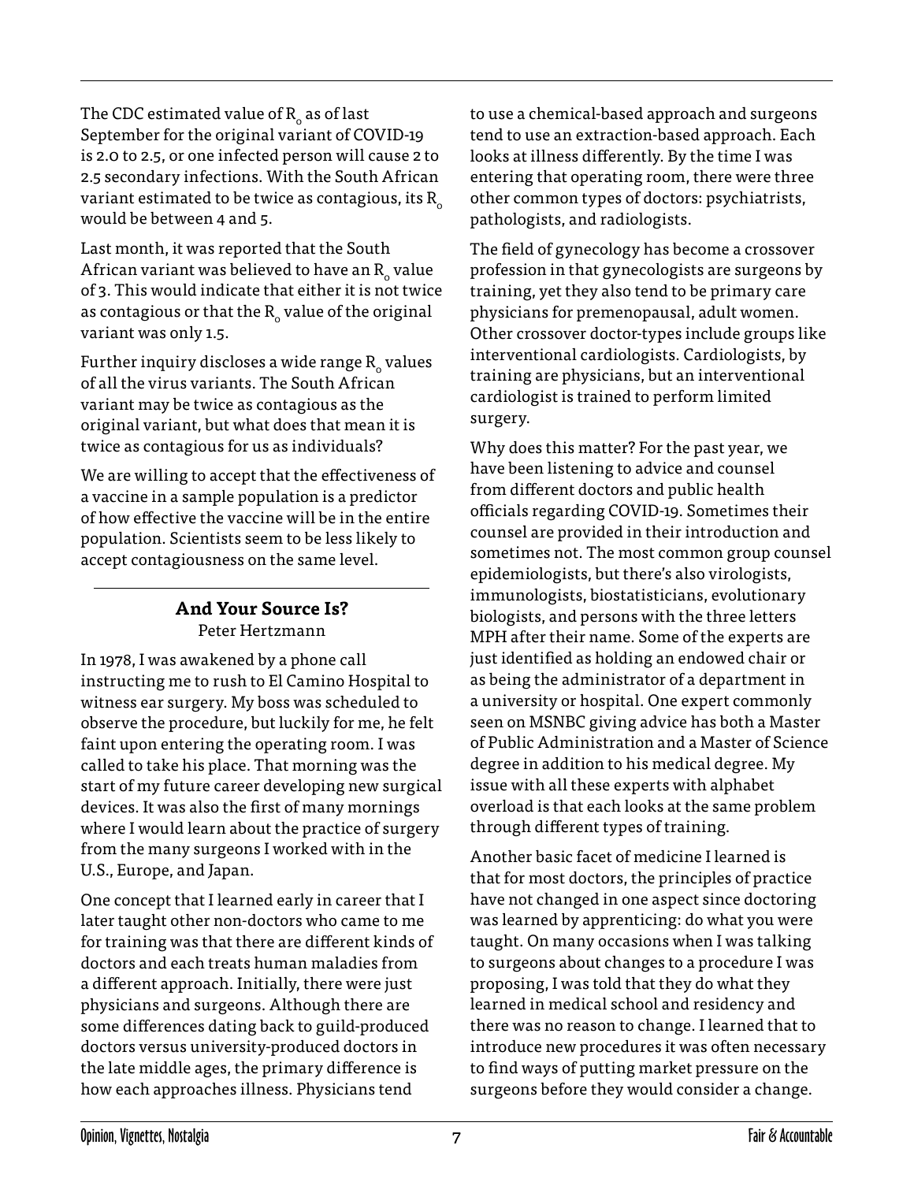The CDC estimated value of $R_0$ as of last September for the original variant of COVID-19 is 2.0 to 2.5, or one infected person will cause 2 to 2.5 secondary infections. With the South African variant estimated to be twice as contagious, its $R_0$ would be between 4 and 5.

Last month, it was reported that the South African variant was believed to have an $R_0$ value of 3. This would indicate that either it is not twice as contagious or that the $R_0$ value of the original variant was only 1.5.

Further inquiry discloses a wide range $R_0$ values of all the virus variants. The South African variant may be twice as contagious as the original variant, but what does that mean it is twice as contagious for us as individuals?

We are willing to accept that the effectiveness of a vaccine in a sample population is a predictor of how effective the vaccine will be in the entire population. Scientists seem to be less likely to accept contagiousness on the same level.

## And Your Source Is?

Peter Hertzmann

In 1978, I was awakened by a phone call instructing me to rush to El Camino Hospital to witness ear surgery. My boss was scheduled to observe the procedure, but luckily for me, he felt faint upon entering the operating room. I was called to take his place. That morning was the start of my future career developing new surgical devices. It was also the first of many mornings where I would learn about the practice of surgery from the many surgeons I worked with in the U.S., Europe, and Japan.

One concept that I learned early in career that I later taught other non-doctors who came to me for training was that there are different kinds of doctors and each treats human maladies from a different approach. Initially, there were just physicians and surgeons. Although there are some differences dating back to guild-produced doctors versus university-produced doctors in the late middle ages, the primary difference is how each approaches illness. Physicians tend to use a chemical-based approach and surgeons tend to use an extraction-based approach. Each looks at illness differently. By the time I was entering that operating room, there were three other common types of doctors: psychiatrists, pathologists, and radiologists.

The field of gynecology has become a crossover profession in that gynecologists are surgeons by training, yet they also tend to be primary care physicians for premenopausal, adult women. Other crossover doctor-types include groups like interventional cardiologists. Cardiologists, by training are physicians, but an interventional cardiologist is trained to perform limited surgery.

Why does this matter? For the past year, we have been listening to advice and counsel from different doctors and public health officials regarding COVID-19. Sometimes their counsel are provided in their introduction and sometimes not. The most common group counsel epidemiologists, but there's also virologists, immunologists, biostatisticians, evolutionary biologists, and persons with the three letters MPH after their name. Some of the experts are just identified as holding an endowed chair or as being the administrator of a department in a university or hospital. One expert commonly seen on MSNBC giving advice has both a Master of Public Administration and a Master of Science degree in addition to his medical degree. My issue with all these experts with alphabet overload is that each looks at the same problem through different types of training.

Another basic facet of medicine I learned is that for most doctors, the principles of practice have not changed in one aspect since doctoring was learned by apprenticing: do what you were taught. On many occasions when I was talking to surgeons about changes to a procedure I was proposing, I was told that they do what they learned in medical school and residency and there was no reason to change. I learned that to introduce new procedures it was often necessary to find ways of putting market pressure on the surgeons before they would consider a change.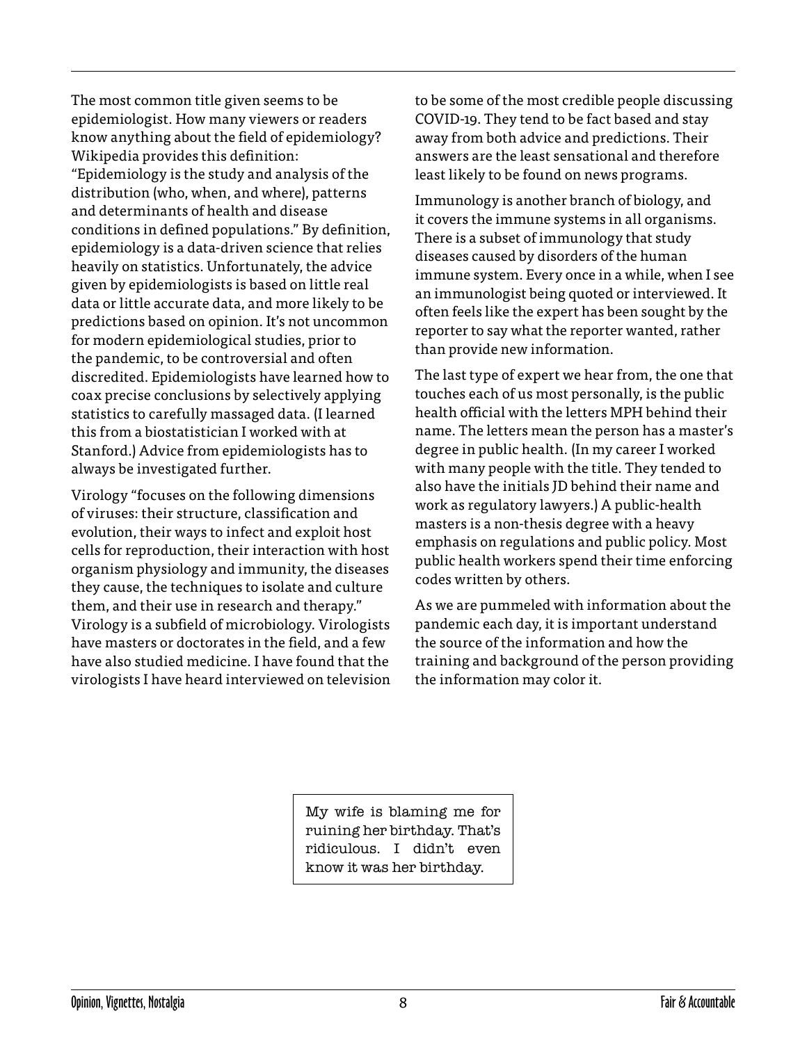The most common title given seems to be epidemiologist. How many viewers or readers know anything about the field of epidemiology? Wikipedia provides this definition: "Epidemiology is the study and analysis of the distribution (who, when, and where), patterns and determinants of health and disease conditions in defined populations." By definition, epidemiology is a data-driven science that relies heavily on statistics. Unfortunately, the advice given by epidemiologists is based on little real data or little accurate data, and more likely to be predictions based on opinion. It's not uncommon for modern epidemiological studies, prior to the pandemic, to be controversial and often discredited. Epidemiologists have learned how to coax precise conclusions by selectively applying statistics to carefully massaged data. (I learned this from a biostatistician I worked with at Stanford.) Advice from epidemiologists has to always be investigated further.

Virology "focuses on the following dimensions of viruses: their structure, classification and evolution, their ways to infect and exploit host cells for reproduction, their interaction with host organism physiology and immunity, the diseases they cause, the techniques to isolate and culture them, and their use in research and therapy." Virology is a subfield of microbiology. Virologists have masters or doctorates in the field, and a few have also studied medicine. I have found that the virologists I have heard interviewed on television to be some of the most credible people discussing COVID-19. They tend to be fact based and stay away from both advice and predictions. Their answers are the least sensational and therefore least likely to be found on news programs.

Immunology is another branch of biology, and it covers the immune systems in all organisms. There is a subset of immunology that study diseases caused by disorders of the human immune system. Every once in a while, when I see an immunologist being quoted or interviewed. It often feels like the expert has been sought by the reporter to say what the reporter wanted, rather than provide new information.

The last type of expert we hear from, the one that touches each of us most personally, is the public health official with the letters MPH behind their name. The letters mean the person has a master's degree in public health. (In my career I worked with many people with the title. They tended to also have the initials JD behind their name and work as regulatory lawyers.) A public-health masters is a non-thesis degree with a heavy emphasis on regulations and public policy. Most public health workers spend their time enforcing codes written by others.

As we are pummeled with information about the pandemic each day, it is important understand the source of the information and how the training and background of the person providing the information may color it.

My wife is blaming me for ruining her birthday. That's ridiculous. I didn't even know it was her birthday.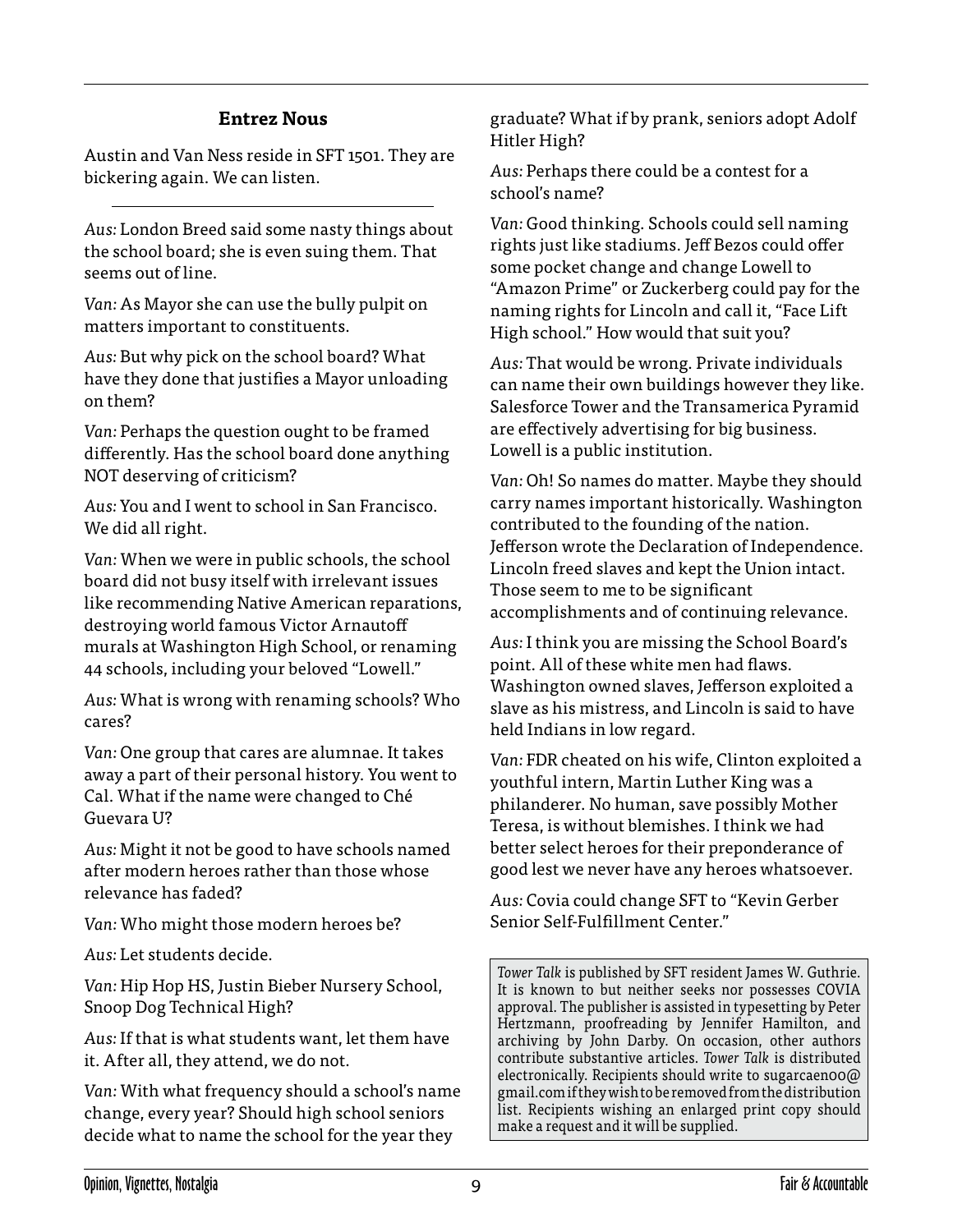## Entrez Nous

Austin and Van Ness reside in SFT 1501. They are bickering again. We can listen.

---

*Aus:* London Breed said some nasty things about the school board; she is even suing them. That seems out of line.

*Van:* As Mayor she can use the bully pulpit on matters important to constituents.

*Aus:* But why pick on the school board? What have they done that justifies a Mayor unloading on them?

*Van:* Perhaps the question ought to be framed differently. Has the school board done anything NOT deserving of criticism?

*Aus:* You and I went to school in San Francisco. We did all right.

*Van:* When we were in public schools, the school board did not busy itself with irrelevant issues like recommending Native American reparations, destroying world famous Victor Arnautoff murals at Washington High School, or renaming 44 schools, including your beloved "Lowell."

*Aus:* What is wrong with renaming schools? Who cares?

*Van:* One group that cares are alumnae. It takes away a part of their personal history. You went to Cal. What if the name were changed to Ché Guevara U?

*Aus:* Might it not be good to have schools named after modern heroes rather than those whose relevance has faded?

*Van:* Who might those modern heroes be?

*Aus:* Let students decide.

*Van:* Hip Hop HS, Justin Bieber Nursery School, Snoop Dog Technical High?

*Aus:* If that is what students want, let them have it. After all, they attend, we do not.

*Van:* With what frequency should a school's name change, every year? Should high school seniors decide what to name the school for the year they graduate? What if by prank, seniors adopt Adolf Hitler High?

*Aus:* Perhaps there could be a contest for a school's name?

*Van:* Good thinking. Schools could sell naming rights just like stadiums. Jeff Bezos could offer some pocket change and change Lowell to "Amazon Prime" or Zuckerberg could pay for the naming rights for Lincoln and call it, "Face Lift High school." How would that suit you?

*Aus:* That would be wrong. Private individuals can name their own buildings however they like. Salesforce Tower and the Transamerica Pyramid are effectively advertising for big business. Lowell is a public institution.

*Van:* Oh! So names do matter. Maybe they should carry names important historically. Washington contributed to the founding of the nation. Jefferson wrote the Declaration of Independence. Lincoln freed slaves and kept the Union intact. Those seem to me to be significant accomplishments and of continuing relevance.

*Aus:* I think you are missing the School Board's point. All of these white men had flaws. Washington owned slaves, Jefferson exploited a slave as his mistress, and Lincoln is said to have held Indians in low regard.

*Van:* FDR cheated on his wife, Clinton exploited a youthful intern, Martin Luther King was a philanderer. No human, save possibly Mother Teresa, is without blemishes. I think we had better select heroes for their preponderance of good lest we never have any heroes whatsoever.

*Aus:* Covia could change SFT to "Kevin Gerber Senior Self-Fulfillment Center."

*Tower Talk* is published by SFT resident James W. Guthrie. It is known to but neither seeks nor possesses COVIA approval. The publisher is assisted in typesetting by Peter Hertzmann, proofreading by Jennifer Hamilton, and archiving by John Darby. On occasion, other authors contribute substantive articles. *Tower Talk* is distributed electronically. Recipients should write to sugarcaen00@gmail.com if they wish to be removed from the distribution list. Recipients wishing an enlarged print copy should make a request and it will be supplied.